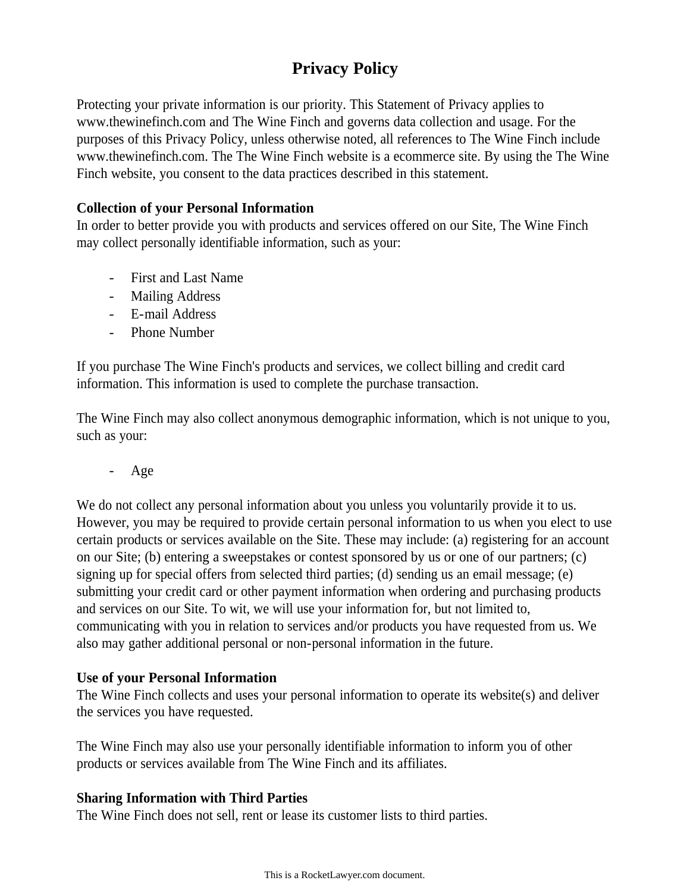# Privacy Policy

Protecting your private information is our priority. This Statement of Privacy applies to www.thewinefinch.com and The Wine Finch and governs data collection and usage. For the purposes of this Privacy Policy, unless otherwise noted, all references to The Wine Finch include www.thewinefinch.com. The The Wine Finch website is a ecommerce site. By using the The Wine Finch website, you consent to the data practices described in this statement.

**Collection of your Personal Information**
In order to better provide you with products and services offered on our Site, The Wine Finch may collect personally identifiable information, such as your:

- First and Last Name
- Mailing Address
- E-mail Address
- Phone Number

If you purchase The Wine Finch's products and services, we collect billing and credit card information. This information is used to complete the purchase transaction.

The Wine Finch may also collect anonymous demographic information, which is not unique to you, such as your:

- Age

We do not collect any personal information about you unless you voluntarily provide it to us. However, you may be required to provide certain personal information to us when you elect to use certain products or services available on the Site. These may include: (a) registering for an account on our Site; (b) entering a sweepstakes or contest sponsored by us or one of our partners; (c) signing up for special offers from selected third parties; (d) sending us an email message; (e) submitting your credit card or other payment information when ordering and purchasing products and services on our Site. To wit, we will use your information for, but not limited to, communicating with you in relation to services and/or products you have requested from us. We also may gather additional personal or non-personal information in the future.

**Use of your Personal Information**
The Wine Finch collects and uses your personal information to operate its website(s) and deliver the services you have requested.

The Wine Finch may also use your personally identifiable information to inform you of other products or services available from The Wine Finch and its affiliates.

**Sharing Information with Third Parties**
The Wine Finch does not sell, rent or lease its customer lists to third parties.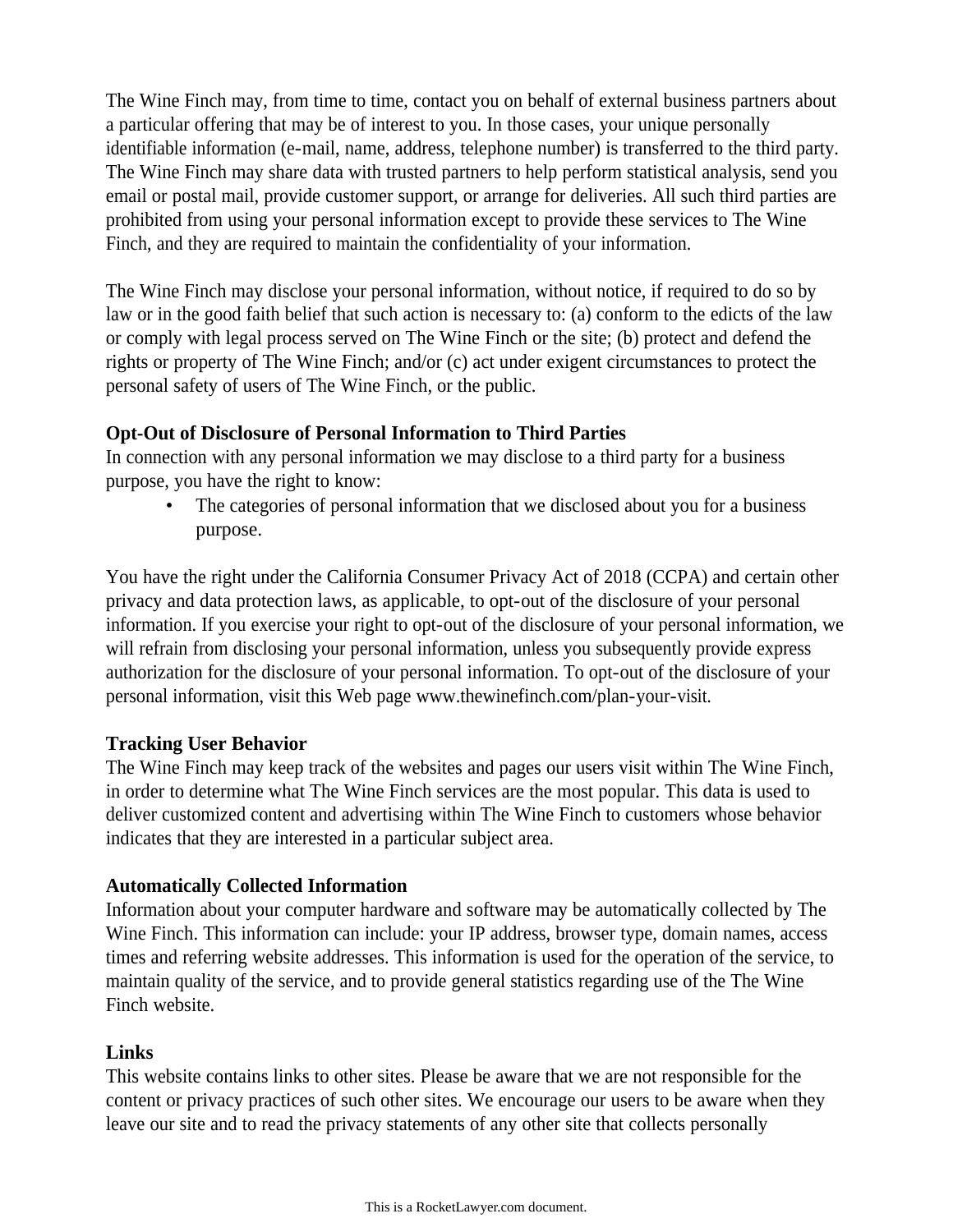The Wine Finch may, from time to time, contact you on behalf of external business partners about a particular offering that may be of interest to you. In those cases, your unique personally identifiable information (e-mail, name, address, telephone number) is transferred to the third party. The Wine Finch may share data with trusted partners to help perform statistical analysis, send you email or postal mail, provide customer support, or arrange for deliveries. All such third parties are prohibited from using your personal information except to provide these services to The Wine Finch, and they are required to maintain the confidentiality of your information.

The Wine Finch may disclose your personal information, without notice, if required to do so by law or in the good faith belief that such action is necessary to: (a) conform to the edicts of the law or comply with legal process served on The Wine Finch or the site; (b) protect and defend the rights or property of The Wine Finch; and/or (c) act under exigent circumstances to protect the personal safety of users of The Wine Finch, or the public.

**Opt-Out of Disclosure of Personal Information to Third Parties**

In connection with any personal information we may disclose to a third party for a business purpose, you have the right to know:

- The categories of personal information that we disclosed about you for a business purpose.

You have the right under the California Consumer Privacy Act of 2018 (CCPA) and certain other privacy and data protection laws, as applicable, to opt-out of the disclosure of your personal information. If you exercise your right to opt-out of the disclosure of your personal information, we will refrain from disclosing your personal information, unless you subsequently provide express authorization for the disclosure of your personal information. To opt-out of the disclosure of your personal information, visit this Web page www.thewinefinch.com/plan-your-visit.

**Tracking User Behavior**

The Wine Finch may keep track of the websites and pages our users visit within The Wine Finch, in order to determine what The Wine Finch services are the most popular. This data is used to deliver customized content and advertising within The Wine Finch to customers whose behavior indicates that they are interested in a particular subject area.

**Automatically Collected Information**

Information about your computer hardware and software may be automatically collected by The Wine Finch. This information can include: your IP address, browser type, domain names, access times and referring website addresses. This information is used for the operation of the service, to maintain quality of the service, and to provide general statistics regarding use of the The Wine Finch website.

**Links**

This website contains links to other sites. Please be aware that we are not responsible for the content or privacy practices of such other sites. We encourage our users to be aware when they leave our site and to read the privacy statements of any other site that collects personally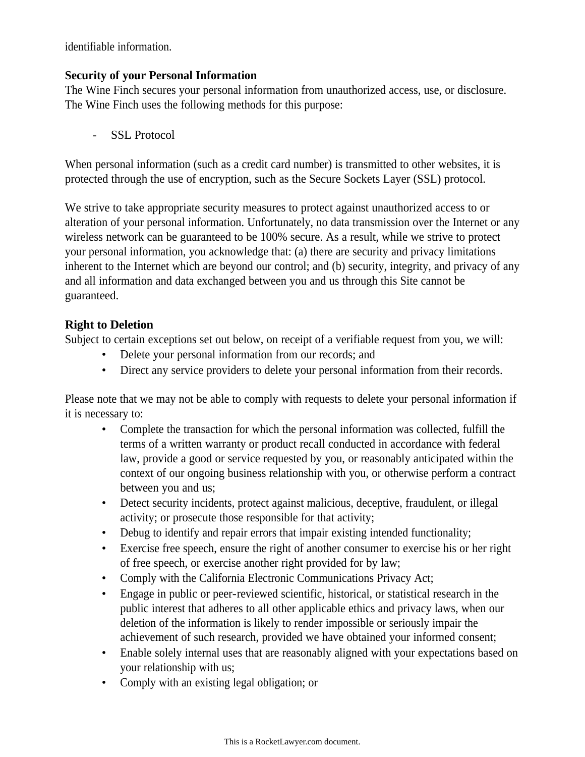identifiable information.

**Security of your Personal Information**
The Wine Finch secures your personal information from unauthorized access, use, or disclosure. The Wine Finch uses the following methods for this purpose:

- SSL Protocol

When personal information (such as a credit card number) is transmitted to other websites, it is protected through the use of encryption, such as the Secure Sockets Layer (SSL) protocol.

We strive to take appropriate security measures to protect against unauthorized access to or alteration of your personal information. Unfortunately, no data transmission over the Internet or any wireless network can be guaranteed to be 100% secure. As a result, while we strive to protect your personal information, you acknowledge that: (a) there are security and privacy limitations inherent to the Internet which are beyond our control; and (b) security, integrity, and privacy of any and all information and data exchanged between you and us through this Site cannot be guaranteed.

**Right to Deletion**
Subject to certain exceptions set out below, on receipt of a verifiable request from you, we will:

- Delete your personal information from our records; and
- Direct any service providers to delete your personal information from their records.

Please note that we may not be able to comply with requests to delete your personal information if it is necessary to:

- Complete the transaction for which the personal information was collected, fulfill the terms of a written warranty or product recall conducted in accordance with federal law, provide a good or service requested by you, or reasonably anticipated within the context of our ongoing business relationship with you, or otherwise perform a contract between you and us;
- Detect security incidents, protect against malicious, deceptive, fraudulent, or illegal activity; or prosecute those responsible for that activity;
- Debug to identify and repair errors that impair existing intended functionality;
- Exercise free speech, ensure the right of another consumer to exercise his or her right of free speech, or exercise another right provided for by law;
- Comply with the California Electronic Communications Privacy Act;
- Engage in public or peer-reviewed scientific, historical, or statistical research in the public interest that adheres to all other applicable ethics and privacy laws, when our deletion of the information is likely to render impossible or seriously impair the achievement of such research, provided we have obtained your informed consent;
- Enable solely internal uses that are reasonably aligned with your expectations based on your relationship with us;
- Comply with an existing legal obligation; or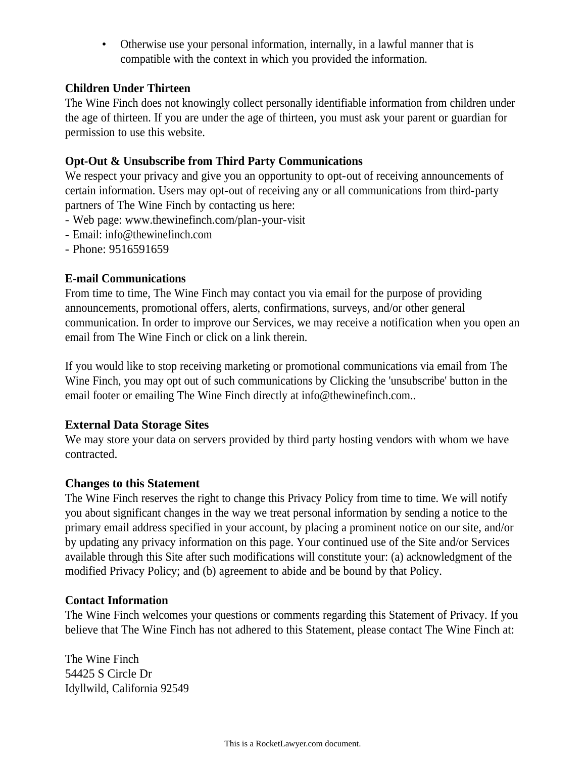- Otherwise use your personal information, internally, in a lawful manner that is compatible with the context in which you provided the information.

**Children Under Thirteen**
The Wine Finch does not knowingly collect personally identifiable information from children under the age of thirteen. If you are under the age of thirteen, you must ask your parent or guardian for permission to use this website.

**Opt-Out & Unsubscribe from Third Party Communications**
We respect your privacy and give you an opportunity to opt-out of receiving announcements of certain information. Users may opt-out of receiving any or all communications from third-party partners of The Wine Finch by contacting us here:
- Web page: www.thewinefinch.com/plan-your-visit
- Email: info@thewinefinch.com
- Phone: 9516591659

**E-mail Communications**
From time to time, The Wine Finch may contact you via email for the purpose of providing announcements, promotional offers, alerts, confirmations, surveys, and/or other general communication. In order to improve our Services, we may receive a notification when you open an email from The Wine Finch or click on a link therein.

If you would like to stop receiving marketing or promotional communications via email from The Wine Finch, you may opt out of such communications by Clicking the 'unsubscribe' button in the email footer or emailing The Wine Finch directly at info@thewinefinch.com..

**External Data Storage Sites**
We may store your data on servers provided by third party hosting vendors with whom we have contracted.

**Changes to this Statement**
The Wine Finch reserves the right to change this Privacy Policy from time to time. We will notify you about significant changes in the way we treat personal information by sending a notice to the primary email address specified in your account, by placing a prominent notice on our site, and/or by updating any privacy information on this page. Your continued use of the Site and/or Services available through this Site after such modifications will constitute your: (a) acknowledgment of the modified Privacy Policy; and (b) agreement to abide and be bound by that Policy.

**Contact Information**
The Wine Finch welcomes your questions or comments regarding this Statement of Privacy. If you believe that The Wine Finch has not adhered to this Statement, please contact The Wine Finch at:

The Wine Finch
54425 S Circle Dr
Idyllwild, California 92549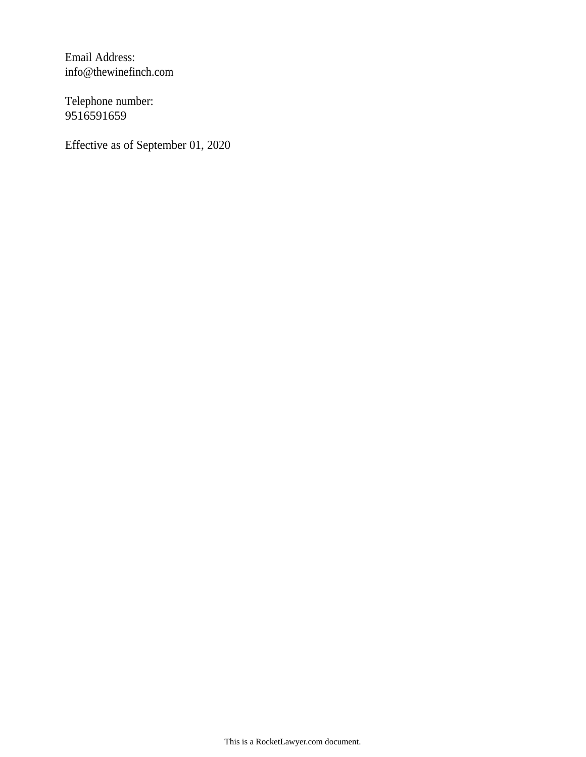Email Address:
info@thewinefinch.com

Telephone number:
9516591659

Effective as of September 01, 2020

This is a RocketLawyer.com document.